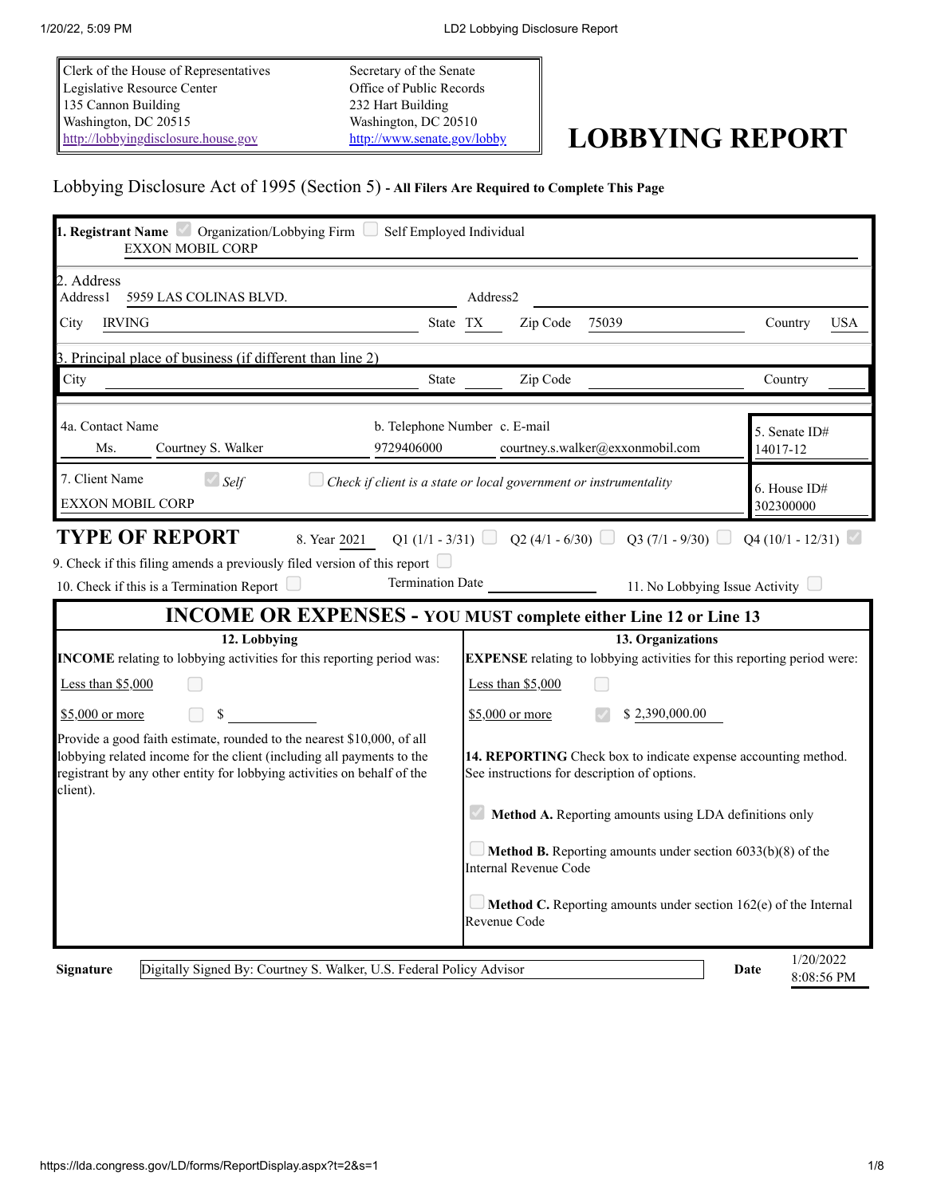| Clerk of the House of Representatives | Secretary of the Senate |
| --- | --- |
| Legislative Resource Center | Office of Public Records |
| 135 Cannon Building | 232 Hart Building |
| Washington, DC 20515 | Washington, DC 20510 |
| http://lobbyingdisclosure.house.gov | http://www.senate.gov/lobby |

# LOBBYING REPORT

Lobbying Disclosure Act of 1995 (Section 5) - **All Filers Are Required to Complete This Page**

**1. Registrant Name** ☑ Organization/Lobbying Firm ☐ Self Employed Individual

EXXON MOBIL CORP

2. Address

Address1 5959 LAS COLINAS BLVD. Address2

City IRVING State TX Zip Code 75039 Country USA

3. Principal place of business (if different than line 2)

City State Zip Code Country

4a. Contact Name Ms. Courtney S. Walker

b. Telephone Number 9729406000

c. E-mail courtney.s.walker@exxonmobil.com

5. Senate ID# 14017-12

7. Client Name ☑ *Self* ☐ *Check if client is a state or local government or instrumentality*

EXXON MOBIL CORP

6. House ID# 302300000

## TYPE OF REPORT

8. Year 2021 Q1 (1/1 - 3/31) ☐ Q2 (4/1 - 6/30) ☐ Q3 (7/1 - 9/30) ☐ Q4 (10/1 - 12/31) ☑

9. Check if this filing amends a previously filed version of this report ☐

10. Check if this is a Termination Report ☐ Termination Date 11. No Lobbying Issue Activity ☐

## INCOME OR EXPENSES - YOU MUST complete either Line 12 or Line 13

**12. Lobbying**

**INCOME** relating to lobbying activities for this reporting period was:

Less than $5,000 ☐

$5,000 or more ☐ $

Provide a good faith estimate, rounded to the nearest $10,000, of all lobbying related income for the client (including all payments to the registrant by any other entity for lobbying activities on behalf of the client).

**13. Organizations**

**EXPENSE** relating to lobbying activities for this reporting period were:

Less than $5,000 ☐

$5,000 or more ☑ $ 2,390,000.00

**14. REPORTING** Check box to indicate expense accounting method. See instructions for description of options.

☑ **Method A.** Reporting amounts using LDA definitions only

☐ **Method B.** Reporting amounts under section 6033(b)(8) of the Internal Revenue Code

☐ **Method C.** Reporting amounts under section 162(e) of the Internal Revenue Code

**Signature** Digitally Signed By: Courtney S. Walker, U.S. Federal Policy Advisor **Date** 1/20/2022 8:08:56 PM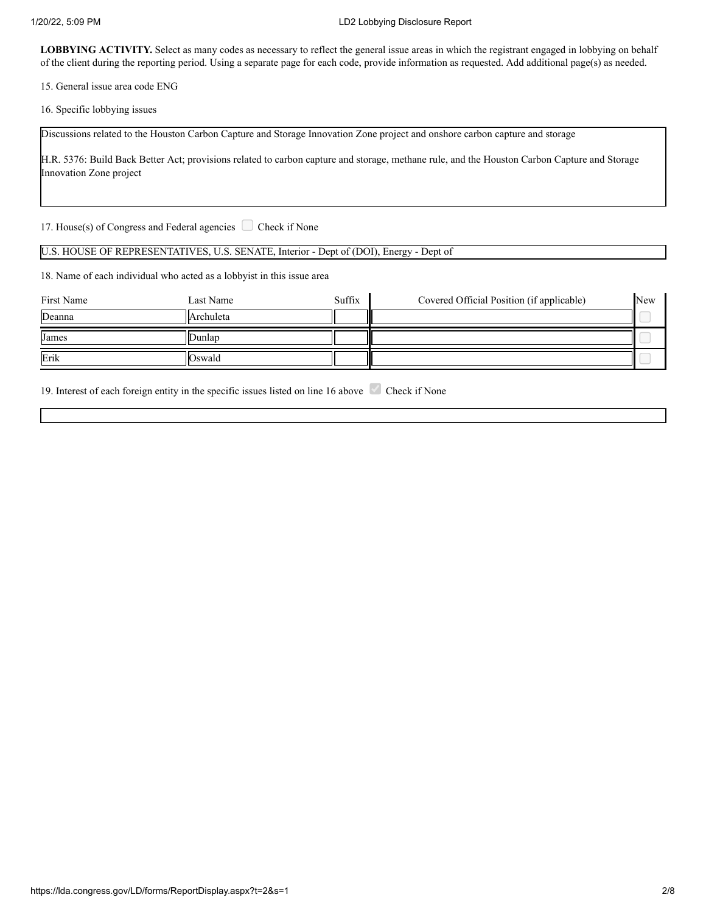**LOBBYING ACTIVITY.** Select as many codes as necessary to reflect the general issue areas in which the registrant engaged in lobbying on behalf of the client during the reporting period. Using a separate page for each code, provide information as requested. Add additional page(s) as needed.

15. General issue area code ENG

16. Specific lobbying issues

Discussions related to the Houston Carbon Capture and Storage Innovation Zone project and onshore carbon capture and storage

H.R. 5376: Build Back Better Act; provisions related to carbon capture and storage, methane rule, and the Houston Carbon Capture and Storage Innovation Zone project

17. House(s) of Congress and Federal agencies ☐ Check if None

U.S. HOUSE OF REPRESENTATIVES, U.S. SENATE, Interior - Dept of (DOI), Energy - Dept of

18. Name of each individual who acted as a lobbyist in this issue area

| First Name | Last Name | Suffix | Covered Official Position (if applicable) | New |
|---|---|---|---|---|
| Deanna | Archuleta | | | ☐ |
| James | Dunlap | | | ☐ |
| Erik | Oswald | | | ☐ |

19. Interest of each foreign entity in the specific issues listed on line 16 above ☑ Check if None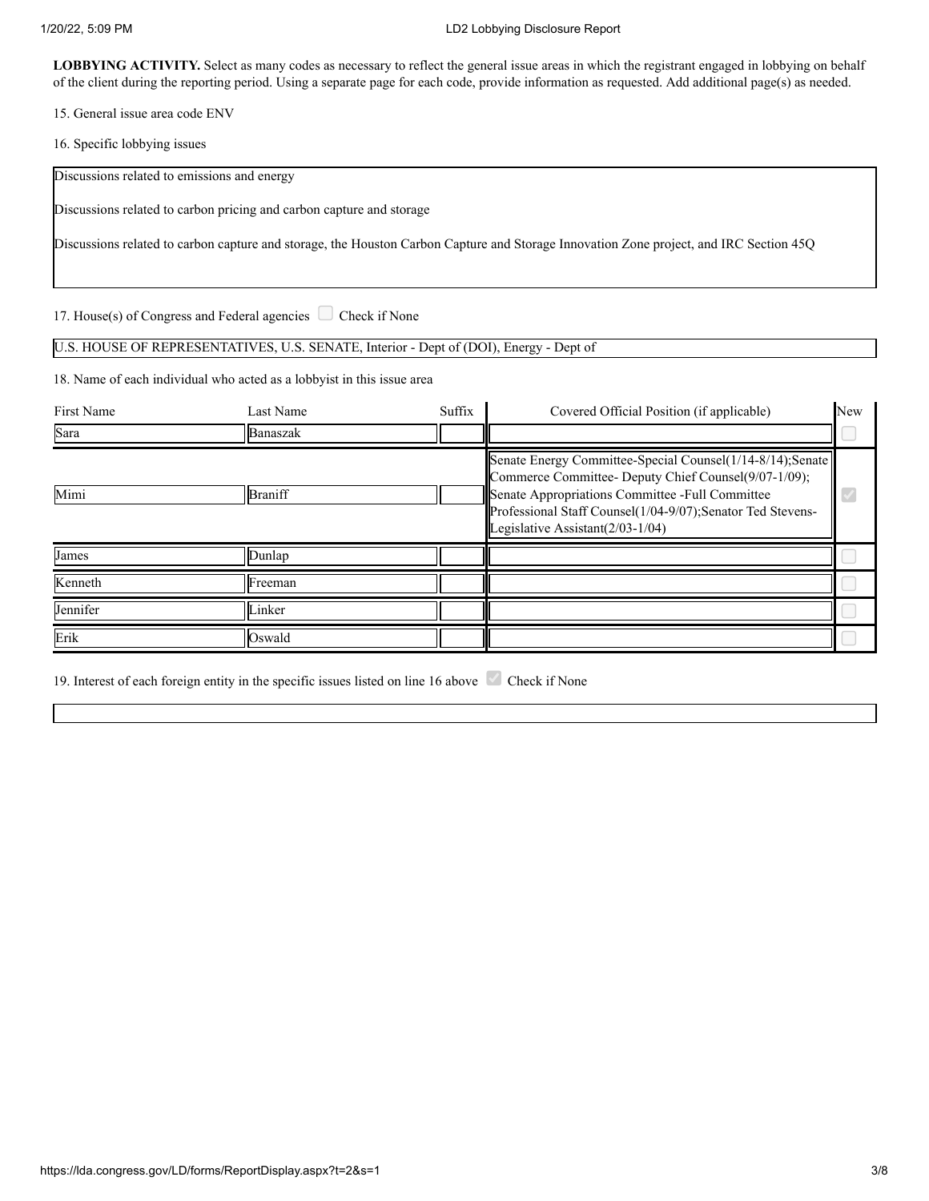**LOBBYING ACTIVITY.** Select as many codes as necessary to reflect the general issue areas in which the registrant engaged in lobbying on behalf of the client during the reporting period. Using a separate page for each code, provide information as requested. Add additional page(s) as needed.

15. General issue area code ENV

16. Specific lobbying issues

Discussions related to emissions and energy

Discussions related to carbon pricing and carbon capture and storage

Discussions related to carbon capture and storage, the Houston Carbon Capture and Storage Innovation Zone project, and IRC Section 45Q

17. House(s) of Congress and Federal agencies ☐ Check if None

U.S. HOUSE OF REPRESENTATIVES, U.S. SENATE, Interior - Dept of (DOI), Energy - Dept of

18. Name of each individual who acted as a lobbyist in this issue area

| First Name | Last Name | Suffix | Covered Official Position (if applicable) | New |
|---|---|---|---|---|
| Sara | Banaszak | | | ☐ |
| Mimi | Braniff | | Senate Energy Committee-Special Counsel(1/14-8/14);Senate Commerce Committee- Deputy Chief Counsel(9/07-1/09); Senate Appropriations Committee -Full Committee Professional Staff Counsel(1/04-9/07);Senator Ted Stevens-Legislative Assistant(2/03-1/04) | ☑ |
| James | Dunlap | | | ☐ |
| Kenneth | Freeman | | | ☐ |
| Jennifer | Linker | | | ☐ |
| Erik | Oswald | | | ☐ |

19. Interest of each foreign entity in the specific issues listed on line 16 above ☑ Check if None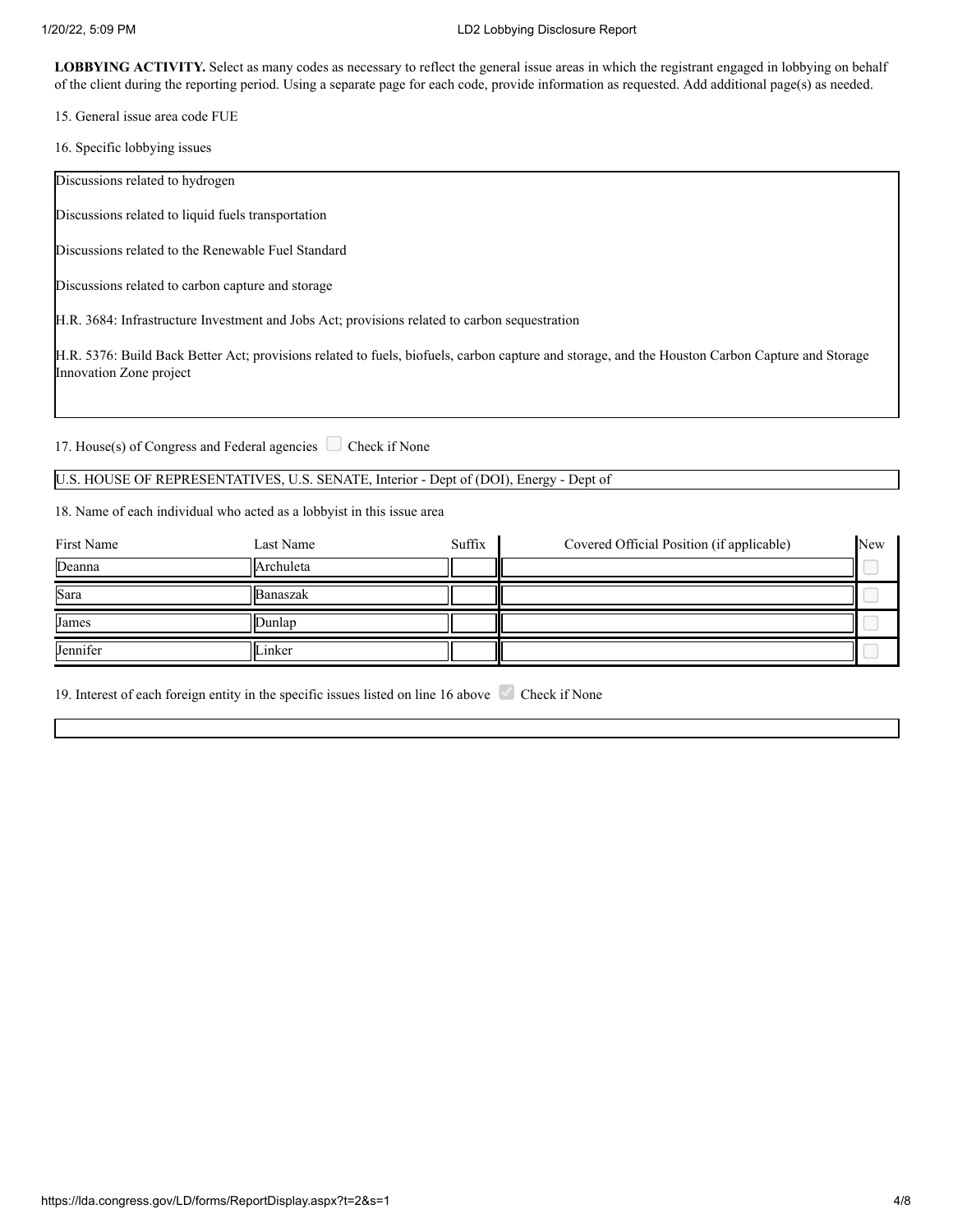**LOBBYING ACTIVITY.** Select as many codes as necessary to reflect the general issue areas in which the registrant engaged in lobbying on behalf of the client during the reporting period. Using a separate page for each code, provide information as requested. Add additional page(s) as needed.

15. General issue area code FUE

16. Specific lobbying issues

Discussions related to hydrogen

Discussions related to liquid fuels transportation

Discussions related to the Renewable Fuel Standard

Discussions related to carbon capture and storage

H.R. 3684: Infrastructure Investment and Jobs Act; provisions related to carbon sequestration

H.R. 5376: Build Back Better Act; provisions related to fuels, biofuels, carbon capture and storage, and the Houston Carbon Capture and Storage Innovation Zone project

17. House(s) of Congress and Federal agencies ☐ Check if None

U.S. HOUSE OF REPRESENTATIVES, U.S. SENATE, Interior - Dept of (DOI), Energy - Dept of

18. Name of each individual who acted as a lobbyist in this issue area

| First Name | Last Name | Suffix | Covered Official Position (if applicable) | New |
|---|---|---|---|---|
| Deanna | Archuleta | | | ☐ |
| Sara | Banaszak | | | ☐ |
| James | Dunlap | | | ☐ |
| Jennifer | Linker | | | ☐ |

19. Interest of each foreign entity in the specific issues listed on line 16 above ☑ Check if None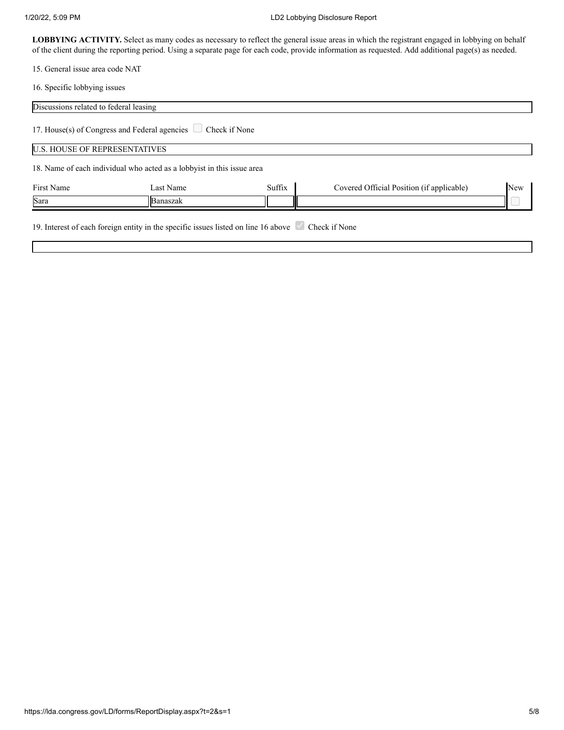**LOBBYING ACTIVITY.** Select as many codes as necessary to reflect the general issue areas in which the registrant engaged in lobbying on behalf of the client during the reporting period. Using a separate page for each code, provide information as requested. Add additional page(s) as needed.

15. General issue area code NAT

16. Specific lobbying issues

Discussions related to federal leasing

17. House(s) of Congress and Federal agencies ☐ Check if None

U.S. HOUSE OF REPRESENTATIVES

18. Name of each individual who acted as a lobbyist in this issue area

| First Name | Last Name | Suffix | Covered Official Position (if applicable) | New |
|---|---|---|---|---|
| Sara | Banaszak | | | ☐ |

19. Interest of each foreign entity in the specific issues listed on line 16 above ☑ Check if None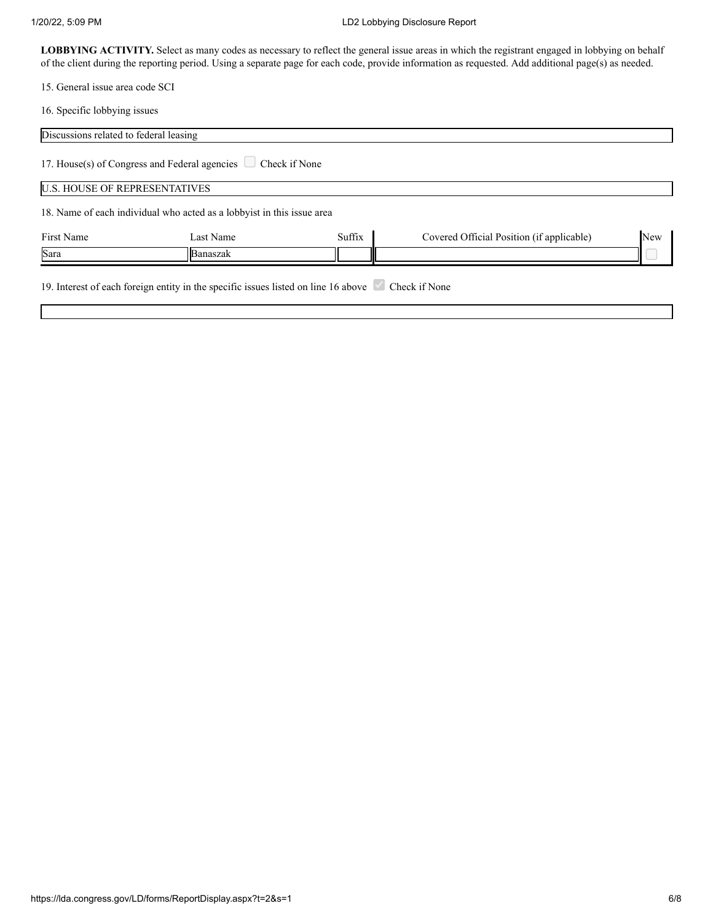**LOBBYING ACTIVITY.** Select as many codes as necessary to reflect the general issue areas in which the registrant engaged in lobbying on behalf of the client during the reporting period. Using a separate page for each code, provide information as requested. Add additional page(s) as needed.

15. General issue area code SCI

16. Specific lobbying issues

Discussions related to federal leasing

17. House(s) of Congress and Federal agencies ☐ Check if None

U.S. HOUSE OF REPRESENTATIVES

18. Name of each individual who acted as a lobbyist in this issue area

| First Name | Last Name | Suffix | Covered Official Position (if applicable) | New |
|---|---|---|---|---|
| Sara | Banaszak | | | ☐ |

19. Interest of each foreign entity in the specific issues listed on line 16 above ☑ Check if None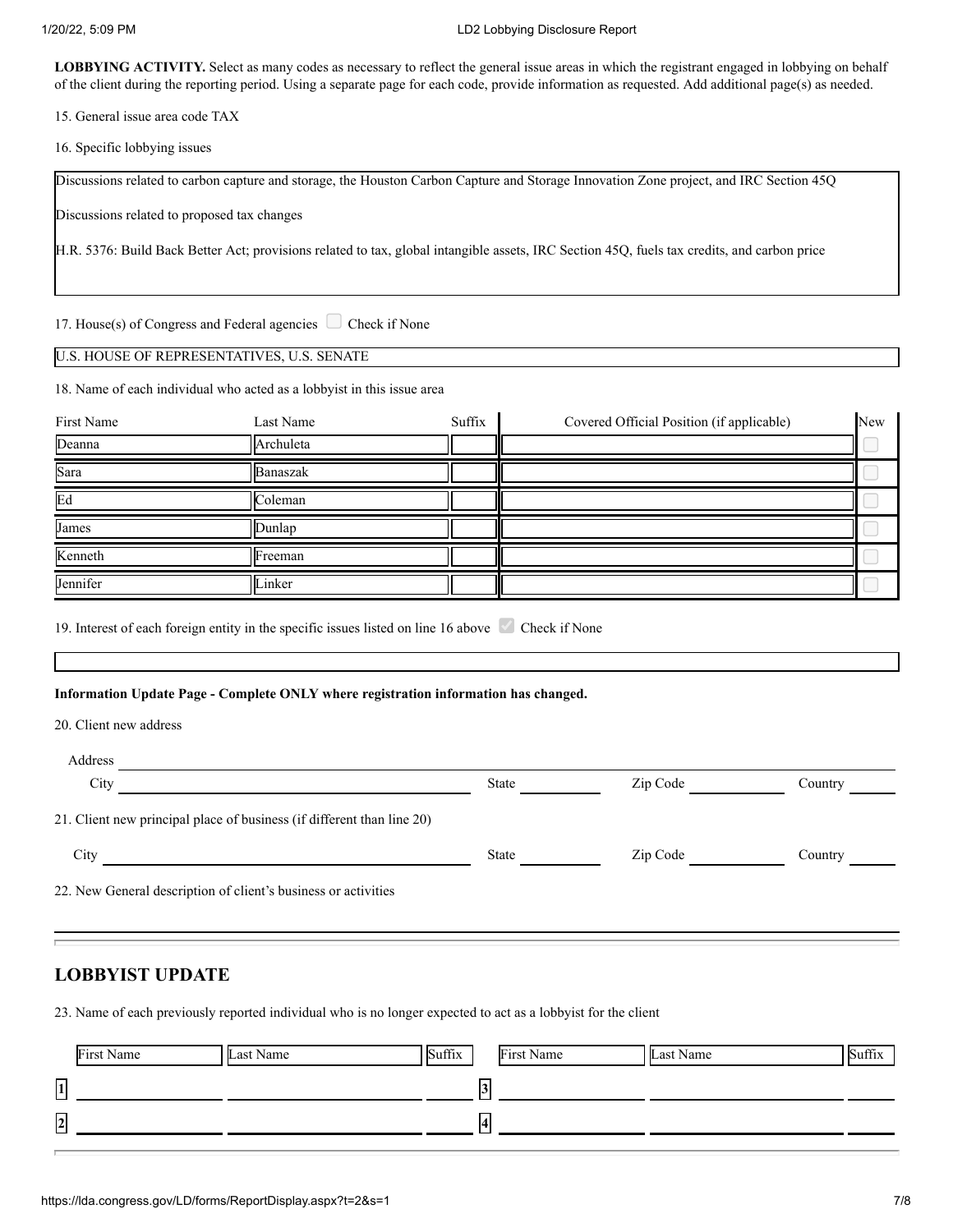**LOBBYING ACTIVITY.** Select as many codes as necessary to reflect the general issue areas in which the registrant engaged in lobbying on behalf of the client during the reporting period. Using a separate page for each code, provide information as requested. Add additional page(s) as needed.

15. General issue area code TAX

16. Specific lobbying issues

Discussions related to carbon capture and storage, the Houston Carbon Capture and Storage Innovation Zone project, and IRC Section 45Q

Discussions related to proposed tax changes

H.R. 5376: Build Back Better Act; provisions related to tax, global intangible assets, IRC Section 45Q, fuels tax credits, and carbon price

17. House(s) of Congress and Federal agencies ☐ Check if None

U.S. HOUSE OF REPRESENTATIVES, U.S. SENATE

18. Name of each individual who acted as a lobbyist in this issue area

| First Name | Last Name | Suffix | Covered Official Position (if applicable) | New |
|---|---|---|---|---|
| Deanna | Archuleta | | | ☐ |
| Sara | Banaszak | | | ☐ |
| Ed | Coleman | | | ☐ |
| James | Dunlap | | | ☐ |
| Kenneth | Freeman | | | ☐ |
| Jennifer | Linker | | | ☐ |

19. Interest of each foreign entity in the specific issues listed on line 16 above ☑ Check if None

**Information Update Page - Complete ONLY where registration information has changed.**

20. Client new address

Address

City　　State　　Zip Code　　Country

21. Client new principal place of business (if different than line 20)

City　　State　　Zip Code　　Country

22. New General description of client's business or activities

## LOBBYIST UPDATE

23. Name of each previously reported individual who is no longer expected to act as a lobbyist for the client

| | First Name | Last Name | Suffix | | First Name | Last Name | Suffix |
|---|---|---|---|---|---|---|---|
| 1 | | | | 3 | | | |
| 2 | | | | 4 | | | |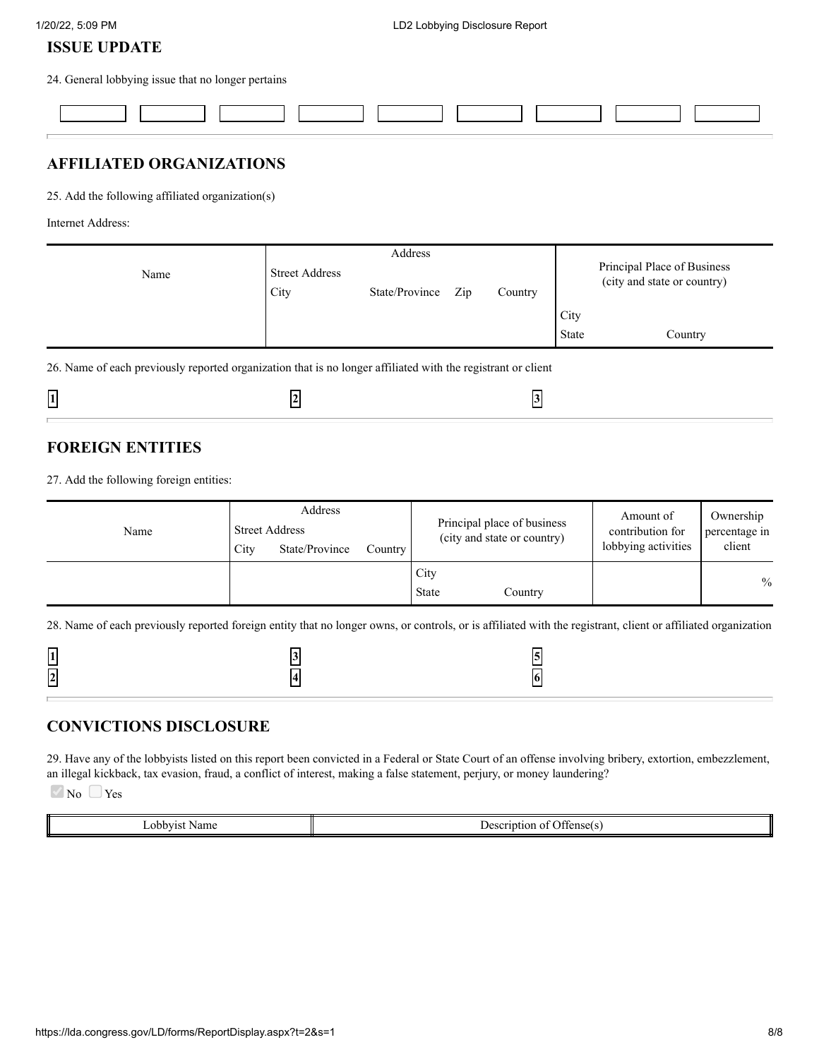## ISSUE UPDATE

24. General lobbying issue that no longer pertains

| | | | | | | | | |
|---|---|---|---|---|---|---|---|---|
| | | | | | | | | |

## AFFILIATED ORGANIZATIONS

25. Add the following affiliated organization(s)

Internet Address:

| Name | Address<br>Street Address<br>City State/Province Zip Country | Principal Place of Business<br>(city and state or country) |
|---|---|---|
| | | City<br>State Country |

26. Name of each previously reported organization that is no longer affiliated with the registrant or client

1 2 3

## FOREIGN ENTITIES

27. Add the following foreign entities:

| Name | Address<br>Street Address<br>City State/Province Country | Principal place of business<br>(city and state or country) | Amount of contribution for lobbying activities | Ownership percentage in client |
|---|---|---|---|---|
| | | City<br>State Country | | % |

28. Name of each previously reported foreign entity that no longer owns, or controls, or is affiliated with the registrant, client or affiliated organization

1 3 5
2 4 6

## CONVICTIONS DISCLOSURE

29. Have any of the lobbyists listed on this report been convicted in a Federal or State Court of an offense involving bribery, extortion, embezzlement, an illegal kickback, tax evasion, fraud, a conflict of interest, making a false statement, perjury, or money laundering?

☑ No ☐ Yes

| Lobbyist Name | Description of Offense(s) |
|---|---|